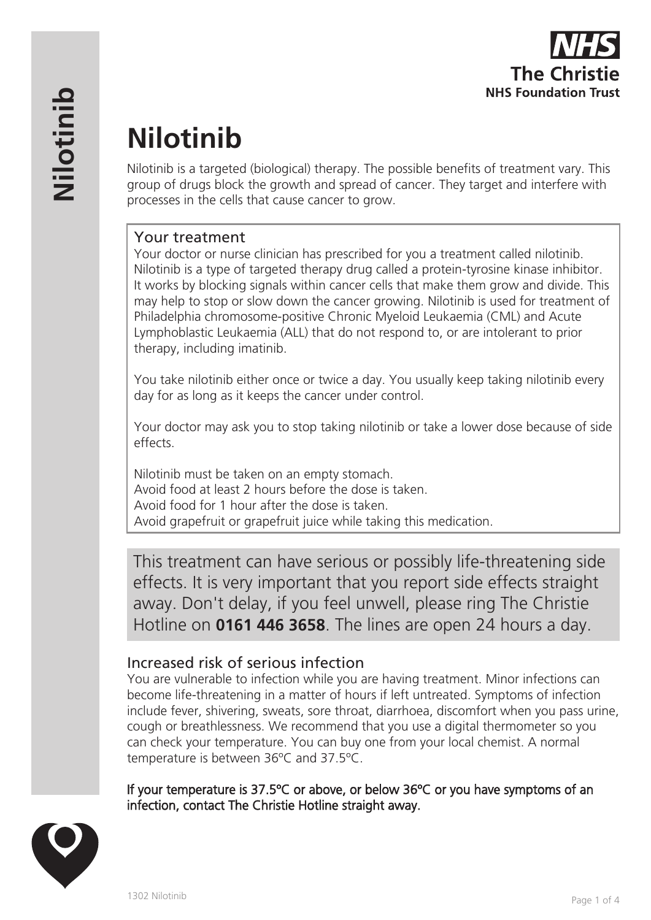# Nilotinib

Nilotinib is a targeted (biological) therapy. The possible benefits of treatment vary. This group of drugs block the growth and spread of cancer. They target and interfere with processes in the cells that cause cancer to grow.

## Your treatment

Your doctor or nurse clinician has prescribed for you a treatment called nilotinib. Nilotinib is a type of targeted therapy drug called a protein-tyrosine kinase inhibitor. It works by blocking signals within cancer cells that make them grow and divide. This may help to stop or slow down the cancer growing. Nilotinib is used for treatment of Philadelphia chromosome-positive Chronic Myeloid Leukaemia (CML) and Acute Lymphoblastic Leukaemia (ALL) that do not respond to, or are intolerant to prior therapy, including imatinib.

You take nilotinib either once or twice a day. You usually keep taking nilotinib every day for as long as it keeps the cancer under control.

Your doctor may ask you to stop taking nilotinib or take a lower dose because of side effects.

Nilotinib must be taken on an empty stomach.
Avoid food at least 2 hours before the dose is taken.
Avoid food for 1 hour after the dose is taken.
Avoid grapefruit or grapefruit juice while taking this medication.

This treatment can have serious or possibly life-threatening side effects. It is very important that you report side effects straight away. Don't delay, if you feel unwell, please ring The Christie Hotline on **0161 446 3658**. The lines are open 24 hours a day.

## Increased risk of serious infection

You are vulnerable to infection while you are having treatment. Minor infections can become life-threatening in a matter of hours if left untreated. Symptoms of infection include fever, shivering, sweats, sore throat, diarrhoea, discomfort when you pass urine, cough or breathlessness. We recommend that you use a digital thermometer so you can check your temperature. You can buy one from your local chemist. A normal temperature is between 36ºC and 37.5ºC.

**If your temperature is 37.5ºC or above, or below 36ºC or you have symptoms of an infection, contact The Christie Hotline straight away.**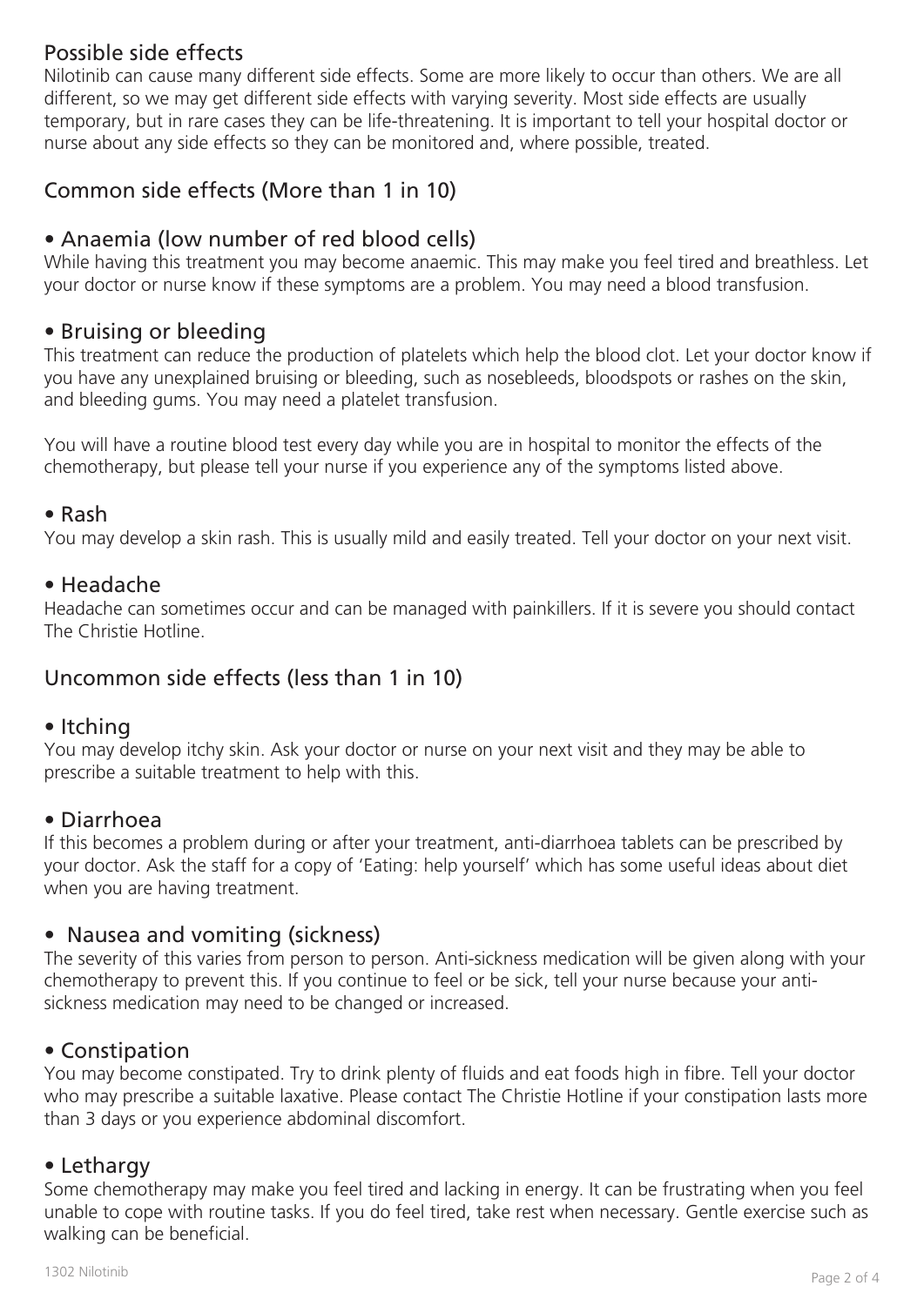## Possible side effects

Nilotinib can cause many different side effects. Some are more likely to occur than others. We are all different, so we may get different side effects with varying severity. Most side effects are usually temporary, but in rare cases they can be life-threatening. It is important to tell your hospital doctor or nurse about any side effects so they can be monitored and, where possible, treated.

## Common side effects (More than 1 in 10)

### • Anaemia (low number of red blood cells)

While having this treatment you may become anaemic. This may make you feel tired and breathless. Let your doctor or nurse know if these symptoms are a problem. You may need a blood transfusion.

### • Bruising or bleeding

This treatment can reduce the production of platelets which help the blood clot. Let your doctor know if you have any unexplained bruising or bleeding, such as nosebleeds, bloodspots or rashes on the skin, and bleeding gums. You may need a platelet transfusion.

You will have a routine blood test every day while you are in hospital to monitor the effects of the chemotherapy, but please tell your nurse if you experience any of the symptoms listed above.

### • Rash

You may develop a skin rash. This is usually mild and easily treated. Tell your doctor on your next visit.

### • Headache

Headache can sometimes occur and can be managed with painkillers. If it is severe you should contact The Christie Hotline.

## Uncommon side effects (less than 1 in 10)

### • Itching

You may develop itchy skin. Ask your doctor or nurse on your next visit and they may be able to prescribe a suitable treatment to help with this.

### • Diarrhoea

If this becomes a problem during or after your treatment, anti-diarrhoea tablets can be prescribed by your doctor. Ask the staff for a copy of 'Eating: help yourself' which has some useful ideas about diet when you are having treatment.

### • Nausea and vomiting (sickness)

The severity of this varies from person to person. Anti-sickness medication will be given along with your chemotherapy to prevent this. If you continue to feel or be sick, tell your nurse because your anti-sickness medication may need to be changed or increased.

### • Constipation

You may become constipated. Try to drink plenty of fluids and eat foods high in fibre. Tell your doctor who may prescribe a suitable laxative. Please contact The Christie Hotline if your constipation lasts more than 3 days or you experience abdominal discomfort.

### • Lethargy

Some chemotherapy may make you feel tired and lacking in energy. It can be frustrating when you feel unable to cope with routine tasks. If you do feel tired, take rest when necessary. Gentle exercise such as walking can be beneficial.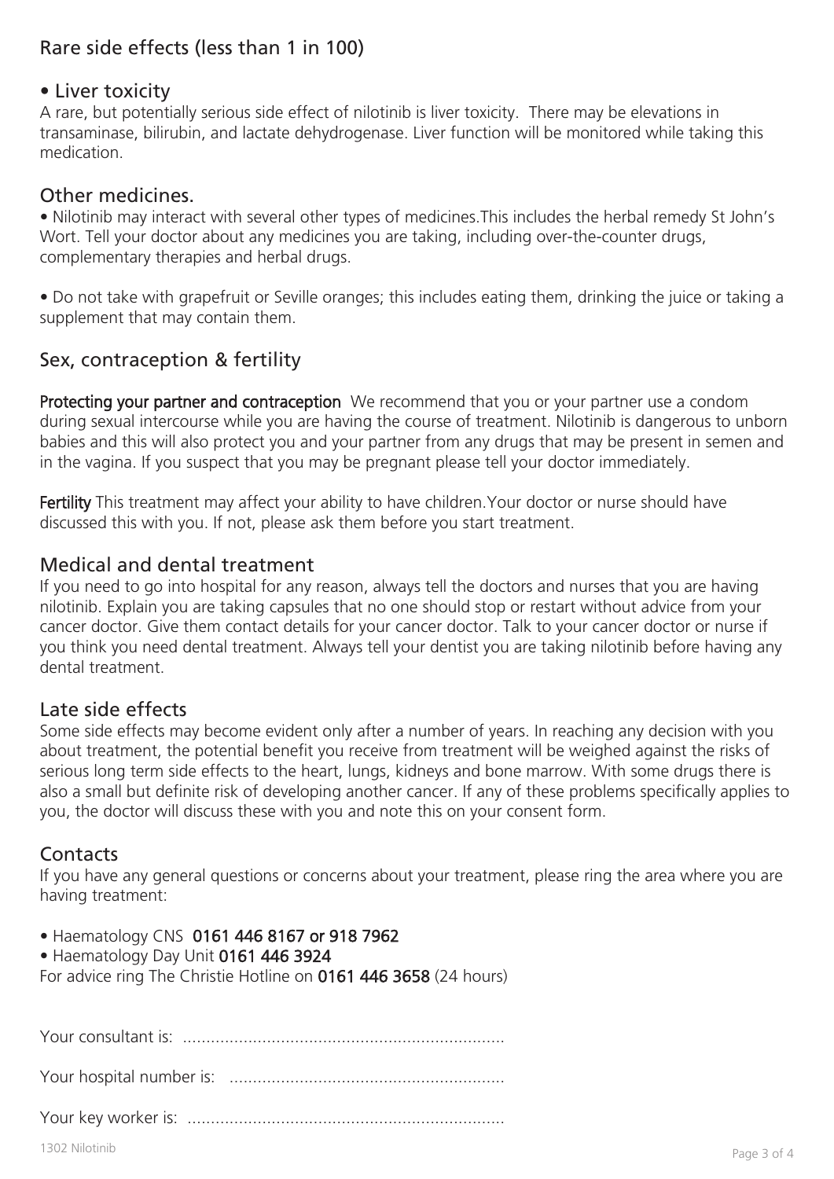## Rare side effects (less than 1 in 100)

### • Liver toxicity

A rare, but potentially serious side effect of nilotinib is liver toxicity. There may be elevations in transaminase, bilirubin, and lactate dehydrogenase. Liver function will be monitored while taking this medication.

## Other medicines.

• Nilotinib may interact with several other types of medicines.This includes the herbal remedy St John's Wort. Tell your doctor about any medicines you are taking, including over-the-counter drugs, complementary therapies and herbal drugs.

• Do not take with grapefruit or Seville oranges; this includes eating them, drinking the juice or taking a supplement that may contain them.

## Sex, contraception & fertility

**Protecting your partner and contraception** We recommend that you or your partner use a condom during sexual intercourse while you are having the course of treatment. Nilotinib is dangerous to unborn babies and this will also protect you and your partner from any drugs that may be present in semen and in the vagina. If you suspect that you may be pregnant please tell your doctor immediately.

**Fertility** This treatment may affect your ability to have children.Your doctor or nurse should have discussed this with you. If not, please ask them before you start treatment.

## Medical and dental treatment

If you need to go into hospital for any reason, always tell the doctors and nurses that you are having nilotinib. Explain you are taking capsules that no one should stop or restart without advice from your cancer doctor. Give them contact details for your cancer doctor. Talk to your cancer doctor or nurse if you think you need dental treatment. Always tell your dentist you are taking nilotinib before having any dental treatment.

## Late side effects

Some side effects may become evident only after a number of years. In reaching any decision with you about treatment, the potential benefit you receive from treatment will be weighed against the risks of serious long term side effects to the heart, lungs, kidneys and bone marrow. With some drugs there is also a small but definite risk of developing another cancer. If any of these problems specifically applies to you, the doctor will discuss these with you and note this on your consent form.

## Contacts

If you have any general questions or concerns about your treatment, please ring the area where you are having treatment:

• Haematology CNS **0161 446 8167 or 918 7962**
• Haematology Day Unit **0161 446 3924**
For advice ring The Christie Hotline on **0161 446 3658** (24 hours)

Your consultant is: .....................................................................

Your hospital number is: ...........................................................

Your key worker is: ....................................................................

1302 Nilotinib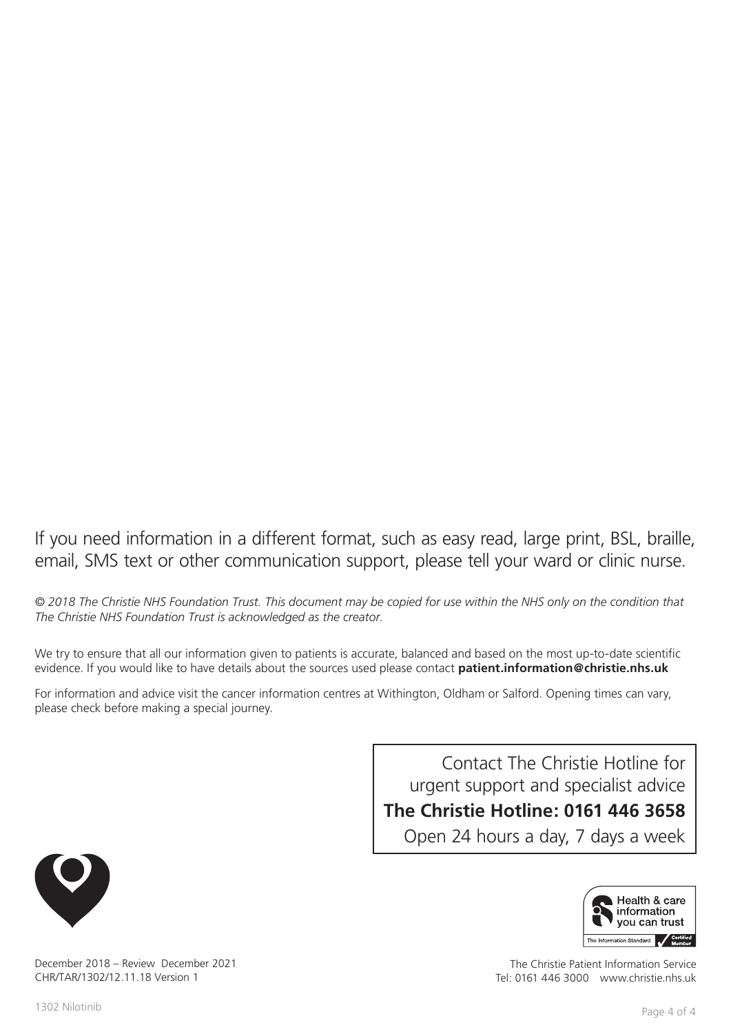If you need information in a different format, such as easy read, large print, BSL, braille, email, SMS text or other communication support, please tell your ward or clinic nurse.

*© 2018 The Christie NHS Foundation Trust. This document may be copied for use within the NHS only on the condition that The Christie NHS Foundation Trust is acknowledged as the creator.*

We try to ensure that all our information given to patients is accurate, balanced and based on the most up-to-date scientific evidence. If you would like to have details about the sources used please contact **patient.information@christie.nhs.uk**

For information and advice visit the cancer information centres at Withington, Oldham or Salford. Opening times can vary, please check before making a special journey.

Contact The Christie Hotline for urgent support and specialist advice

**The Christie Hotline: 0161 446 3658**

Open 24 hours a day, 7 days a week

Health & care information you can trust

The Information Standard Certified Member

December 2018 – Review December 2021
CHR/TAR/1302/12.11.18 Version 1

The Christie Patient Information Service
Tel: 0161 446 3000 www.christie.nhs.uk

1302 Nilotinib